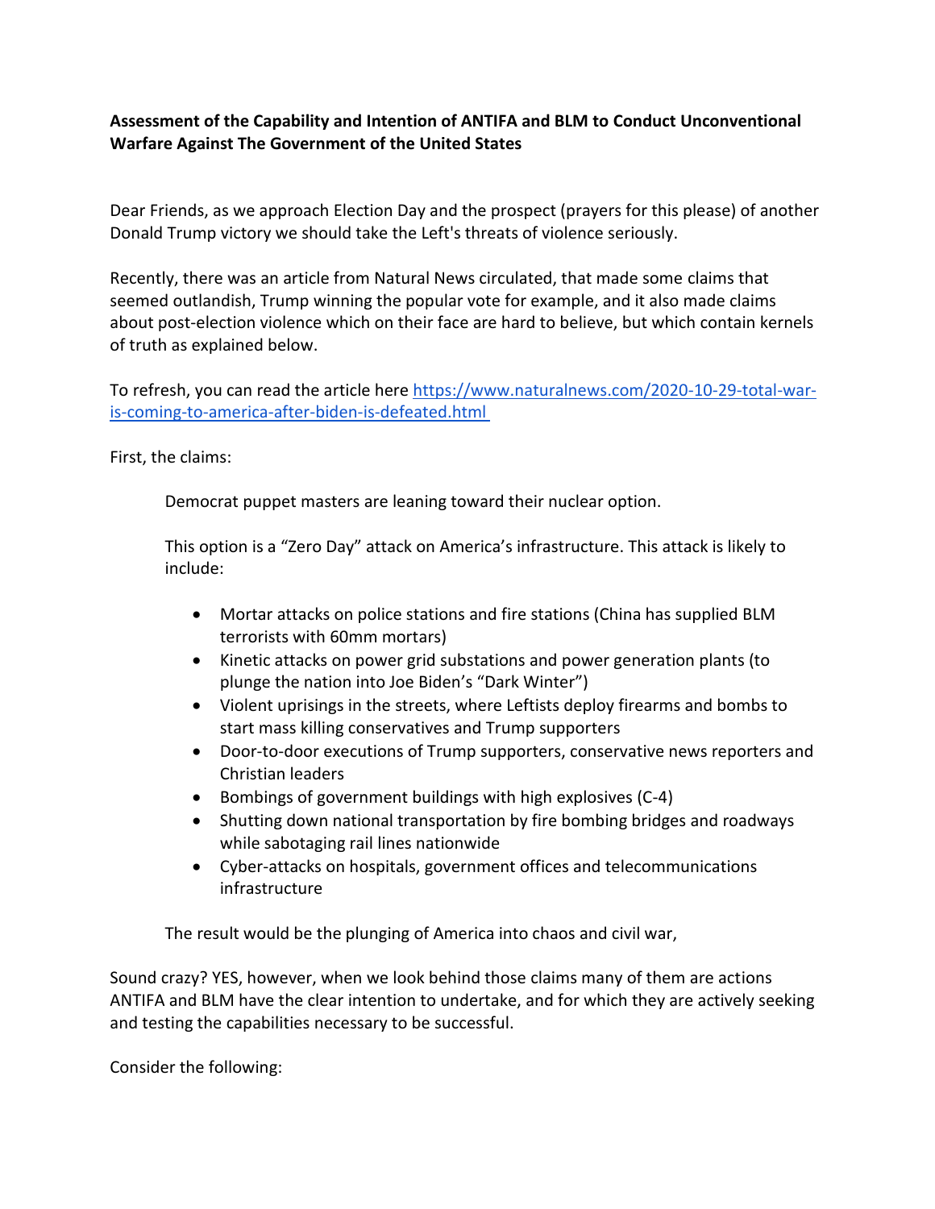**Assessment of the Capability and Intention of ANTIFA and BLM to Conduct Unconventional Warfare Against The Government of the United States**

Dear Friends, as we approach Election Day and the prospect (prayers for this please) of another Donald Trump victory we should take the Left's threats of violence seriously.

Recently, there was an article from Natural News circulated, that made some claims that seemed outlandish, Trump winning the popular vote for example, and it also made claims about post-election violence which on their face are hard to believe, but which contain kernels of truth as explained below.

To refresh, you can read the article here [https://www.naturalnews.com/2020-10-29-total-war-is-coming-to-america-after-biden-is-defeated.html](https://www.naturalnews.com/2020-10-29-total-war-is-coming-to-america-after-biden-is-defeated.html)

First, the claims:

> Democrat puppet masters are leaning toward their nuclear option.
>
> This option is a "Zero Day" attack on America's infrastructure. This attack is likely to include:
>
> - Mortar attacks on police stations and fire stations (China has supplied BLM terrorists with 60mm mortars)
> - Kinetic attacks on power grid substations and power generation plants (to plunge the nation into Joe Biden's "Dark Winter")
> - Violent uprisings in the streets, where Leftists deploy firearms and bombs to start mass killing conservatives and Trump supporters
> - Door-to-door executions of Trump supporters, conservative news reporters and Christian leaders
> - Bombings of government buildings with high explosives (C-4)
> - Shutting down national transportation by fire bombing bridges and roadways while sabotaging rail lines nationwide
> - Cyber-attacks on hospitals, government offices and telecommunications infrastructure
>
> The result would be the plunging of America into chaos and civil war,

Sound crazy? YES, however, when we look behind those claims many of them are actions ANTIFA and BLM have the clear intention to undertake, and for which they are actively seeking and testing the capabilities necessary to be successful.

Consider the following: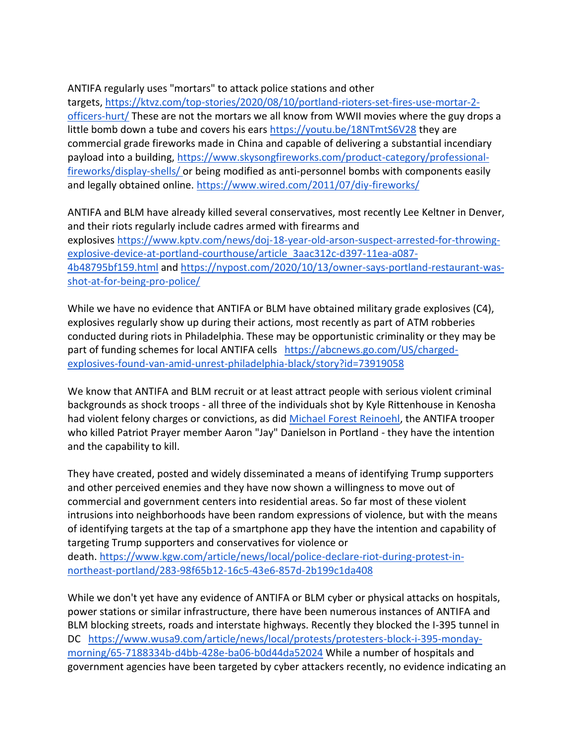ANTIFA regularly uses "mortars" to attack police stations and other targets, [https://ktvz.com/top-stories/2020/08/10/portland-rioters-set-fires-use-mortar-2-officers-hurt/](https://ktvz.com/top-stories/2020/08/10/portland-rioters-set-fires-use-mortar-2-officers-hurt/) These are not the mortars we all know from WWII movies where the guy drops a little bomb down a tube and covers his ears [https://youtu.be/18NTmtS6V28](https://youtu.be/18NTmtS6V28) they are commercial grade fireworks made in China and capable of delivering a substantial incendiary payload into a building, [https://www.skysongfireworks.com/product-category/professional-fireworks/display-shells/](https://www.skysongfireworks.com/product-category/professional-fireworks/display-shells/) or being modified as anti-personnel bombs with components easily and legally obtained online. [https://www.wired.com/2011/07/diy-fireworks/](https://www.wired.com/2011/07/diy-fireworks/)

ANTIFA and BLM have already killed several conservatives, most recently Lee Keltner in Denver, and their riots regularly include cadres armed with firearms and explosives [https://www.kptv.com/news/doj-18-year-old-arson-suspect-arrested-for-throwing-explosive-device-at-portland-courthouse/article_3aac312c-d397-11ea-a087-4b48795bf159.html](https://www.kptv.com/news/doj-18-year-old-arson-suspect-arrested-for-throwing-explosive-device-at-portland-courthouse/article_3aac312c-d397-11ea-a087-4b48795bf159.html) and [https://nypost.com/2020/10/13/owner-says-portland-restaurant-was-shot-at-for-being-pro-police/](https://nypost.com/2020/10/13/owner-says-portland-restaurant-was-shot-at-for-being-pro-police/)

While we have no evidence that ANTIFA or BLM have obtained military grade explosives (C4), explosives regularly show up during their actions, most recently as part of ATM robberies conducted during riots in Philadelphia. These may be opportunistic criminality or they may be part of funding schemes for local ANTIFA cells [https://abcnews.go.com/US/charged-explosives-found-van-amid-unrest-philadelphia-black/story?id=73919058](https://abcnews.go.com/US/charged-explosives-found-van-amid-unrest-philadelphia-black/story?id=73919058)

We know that ANTIFA and BLM recruit or at least attract people with serious violent criminal backgrounds as shock troops - all three of the individuals shot by Kyle Rittenhouse in Kenosha had violent felony charges or convictions, as did Michael Forest Reinoehl, the ANTIFA trooper who killed Patriot Prayer member Aaron "Jay" Danielson in Portland - they have the intention and the capability to kill.

They have created, posted and widely disseminated a means of identifying Trump supporters and other perceived enemies and they have now shown a willingness to move out of commercial and government centers into residential areas. So far most of these violent intrusions into neighborhoods have been random expressions of violence, but with the means of identifying targets at the tap of a smartphone app they have the intention and capability of targeting Trump supporters and conservatives for violence or death. [https://www.kgw.com/article/news/local/police-declare-riot-during-protest-in-northeast-portland/283-98f65b12-16c5-43e6-857d-2b199c1da408](https://www.kgw.com/article/news/local/police-declare-riot-during-protest-in-northeast-portland/283-98f65b12-16c5-43e6-857d-2b199c1da408)

While we don't yet have any evidence of ANTIFA or BLM cyber or physical attacks on hospitals, power stations or similar infrastructure, there have been numerous instances of ANTIFA and BLM blocking streets, roads and interstate highways. Recently they blocked the I-395 tunnel in DC [https://www.wusa9.com/article/news/local/protests/protesters-block-i-395-monday-morning/65-7188334b-d4bb-428e-ba06-b0d44da52024](https://www.wusa9.com/article/news/local/protests/protesters-block-i-395-monday-morning/65-7188334b-d4bb-428e-ba06-b0d44da52024) While a number of hospitals and government agencies have been targeted by cyber attackers recently, no evidence indicating an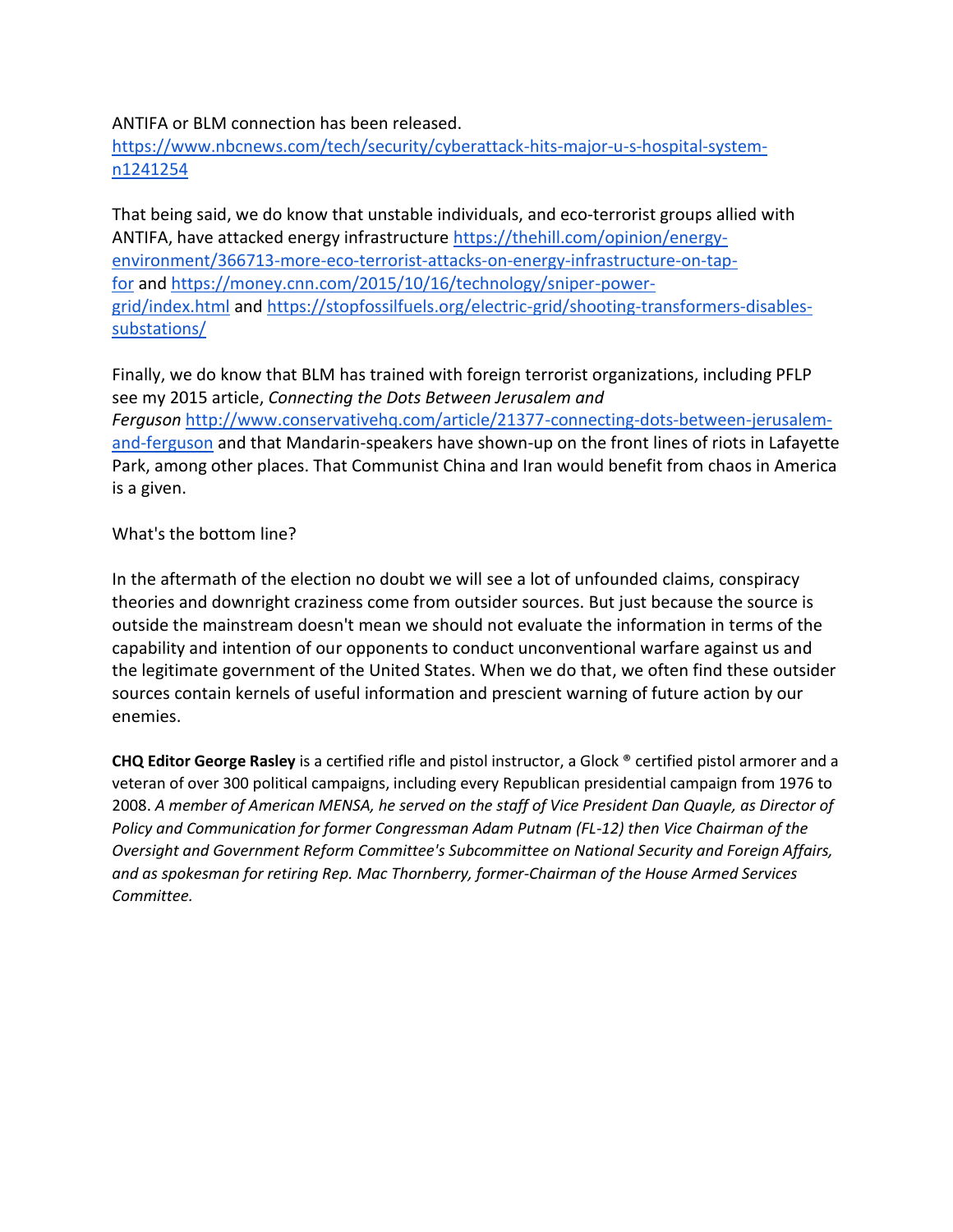ANTIFA or BLM connection has been released. [https://www.nbcnews.com/tech/security/cyberattack-hits-major-u-s-hospital-system-n1241254](https://www.nbcnews.com/tech/security/cyberattack-hits-major-u-s-hospital-system-n1241254)

That being said, we do know that unstable individuals, and eco-terrorist groups allied with ANTIFA, have attacked energy infrastructure [https://thehill.com/opinion/energy-environment/366713-more-eco-terrorist-attacks-on-energy-infrastructure-on-tap-for](https://thehill.com/opinion/energy-environment/366713-more-eco-terrorist-attacks-on-energy-infrastructure-on-tap-for) and [https://money.cnn.com/2015/10/16/technology/sniper-power-grid/index.html](https://money.cnn.com/2015/10/16/technology/sniper-power-grid/index.html) and [https://stopfossilfuels.org/electric-grid/shooting-transformers-disables-substations/](https://stopfossilfuels.org/electric-grid/shooting-transformers-disables-substations/)

Finally, we do know that BLM has trained with foreign terrorist organizations, including PFLP see my 2015 article, *Connecting the Dots Between Jerusalem and Ferguson* [http://www.conservativehq.com/article/21377-connecting-dots-between-jerusalem-and-ferguson](http://www.conservativehq.com/article/21377-connecting-dots-between-jerusalem-and-ferguson) and that Mandarin-speakers have shown-up on the front lines of riots in Lafayette Park, among other places. That Communist China and Iran would benefit from chaos in America is a given.

What's the bottom line?

In the aftermath of the election no doubt we will see a lot of unfounded claims, conspiracy theories and downright craziness come from outsider sources. But just because the source is outside the mainstream doesn't mean we should not evaluate the information in terms of the capability and intention of our opponents to conduct unconventional warfare against us and the legitimate government of the United States. When we do that, we often find these outsider sources contain kernels of useful information and prescient warning of future action by our enemies.

**CHQ Editor George Rasley** is a certified rifle and pistol instructor, a Glock ® certified pistol armorer and a veteran of over 300 political campaigns, including every Republican presidential campaign from 1976 to 2008. *A member of American MENSA, he served on the staff of Vice President Dan Quayle, as Director of Policy and Communication for former Congressman Adam Putnam (FL-12) then Vice Chairman of the Oversight and Government Reform Committee's Subcommittee on National Security and Foreign Affairs, and as spokesman for retiring Rep. Mac Thornberry, former-Chairman of the House Armed Services Committee.*